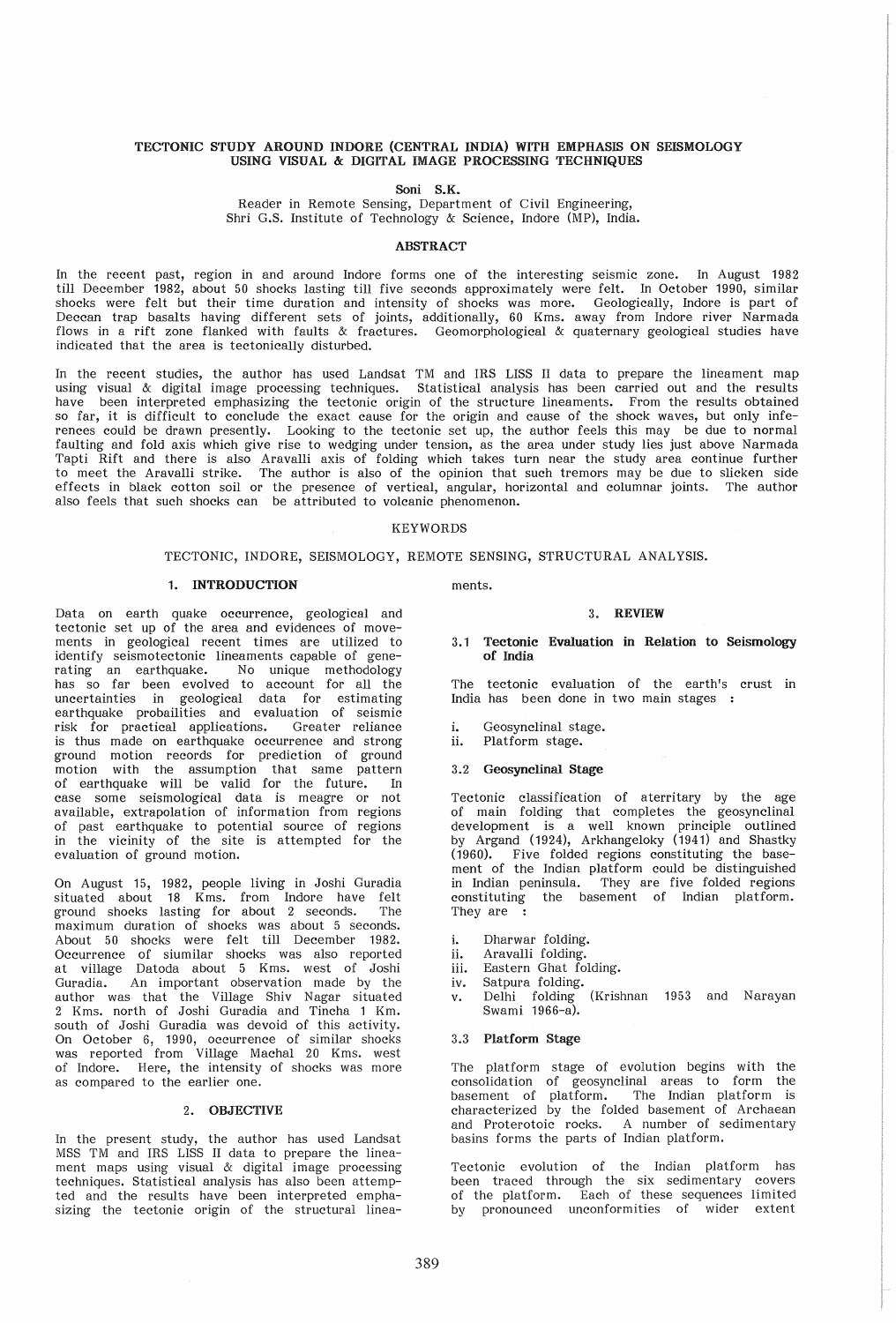# TECTONIC STUDY AROUND INDORE (CENTRAL INDIA) WITH EMPHASIS ON SEISMOLOGY USING VISUAL & DIGITAL IMAGE PROCESSING TECHNIQUES

Soni S.K.
Reader in Remote Sensing, Department of Civil Engineering,
Shri G.S. Institute of Technology & Science, Indore (MP), India.

## ABSTRACT

In the recent past, region in and around Indore forms one of the interesting seismic zone. In August 1982 till December 1982, about 50 shocks lasting till five seconds approximately were felt. In October 1990, similar shocks were felt but their time duration and intensity of shocks was more. Geologically, Indore is part of Deccan trap basalts having different sets of joints, additionally, 60 Kms. away from Indore river Narmada flows in a rift zone flanked with faults & fractures. Geomorphological & quaternary geological studies have indicated that the area is tectonically disturbed.

In the recent studies, the author has used Landsat TM and IRS LISS II data to prepare the lineament map using visual & digital image processing techniques. Statistical analysis has been carried out and the results have been interpreted emphasizing the tectonic origin of the structure lineaments. From the results obtained so far, it is difficult to conclude the exact cause for the origin and cause of the shock waves, but only inferences could be drawn presently. Looking to the tectonic set up, the author feels this may be due to normal faulting and fold axis which give rise to wedging under tension, as the area under study lies just above Narmada Tapti Rift and there is also Aravalli axis of folding which takes turn near the study area continue further to meet the Aravalli strike. The author is also of the opinion that such tremors may be due to slicken side effects in black cotton soil or the presence of vertical, angular, horizontal and columnar joints. The author also feels that such shocks can be attributed to volcanic phenomenon.

## KEYWORDS

TECTONIC, INDORE, SEISMOLOGY, REMOTE SENSING, STRUCTURAL ANALYSIS.

## 1. INTRODUCTION

Data on earth quake occurrence, geological and tectonic set up of the area and evidences of movements in geological recent times are utilized to identify seismotectonic lineaments capable of generating an earthquake. No unique methodology has so far been evolved to account for all the uncertainities in geological data for estimating earthquake probailities and evaluation of seismic risk for practical applications. Greater reliance is thus made on earthquake occurrence and strong ground motion records for prediction of ground motion with the assumption that same pattern of earthquake will be valid for the future. In case some seismological data is meagre or not available, extrapolation of information from regions of past earthquake to potential source of regions in the vicinity of the site is attempted for the evaluation of ground motion.

On August 15, 1982, people living in Joshi Guradia situated about 18 Kms. from Indore have felt ground shocks lasting for about 2 seconds. The maximum duration of shocks was about 5 seconds. About 50 shocks were felt till December 1982. Occurrence of siumilar shocks was also reported at village Datoda about 5 Kms. west of Joshi Guradia. An important observation made by the author was that the Village Shiv Nagar situated 2 Kms. north of Joshi Guradia and Tincha 1 Km. south of Joshi Guradia was devoid of this activity. On October 6, 1990, occurrence of similar shocks was reported from Village Machal 20 Kms. west of Indore. Here, the intensity of shocks was more as compared to the earlier one.

## 2. OBJECTIVE

In the present study, the author has used Landsat MSS TM and IRS LISS II data to prepare the lineament maps using visual & digital image processing techniques. Statistical analysis has also been attempted and the results have been interpreted emphasizing the tectonic origin of the structural lineaments.

## 3. REVIEW

### 3.1 Tectonic Evaluation in Relation to Seismology of India

The tectonic evaluation of the earth's crust in India has been done in two main stages :

i. Geosynclinal stage.
ii. Platform stage.

### 3.2 Geosynclinal Stage

Tectonic classification of aterritary by the age of main folding that completes the geosynclinal development is a well known principle outlined by Argand (1924), Arkhangeloky (1941) and Shastky (1960). Five folded regions constituting the basement of the Indian platform could be distinguished in Indian peninsula. They are five folded regions constituting the basement of Indian platform. They are :

i. Dharwar folding.
ii. Aravalli folding.
iii. Eastern Ghat folding.
iv. Satpura folding.
v. Delhi folding (Krishnan 1953 and Narayan Swami 1966-a).

### 3.3 Platform Stage

The platform stage of evolution begins with the consolidation of geosynclinal areas to form the basement of platform. The Indian platform is characterized by the folded basement of Archaean and Proterotoic rocks. A number of sedimentary basins forms the parts of Indian platform.

Tectonic evolution of the Indian platform has been traced through the six sedimentary covers of the platform. Each of these sequences limited by pronounced unconformities of wider extent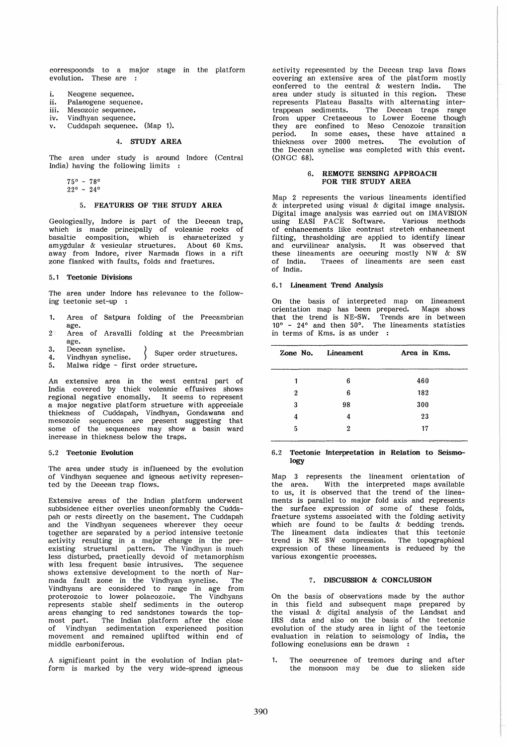correspoonds to a major stage in the platform evolution. These are :

i. Neogene sequence.
ii. Palaeogene sequence.
iii. Mesozoic sequence.
iv. Vindhyan sequence.
v. Cuddapah sequence. (Map 1).

## 4. STUDY AREA

The area under study is around Indore (Central India) having the following limits :

75° - 78°
22° - 24°

## 5. FEATURES OF THE STUDY AREA

Geologically, Indore is part of the Deccan trap, which is made principally of volcanic rocks of basaltic composition, which is characterized y amygdular & vesicular structures. About 60 Kms. away from Indore, river Narmada flows in a rift zone flanked with faults, folds and fractures.

### 5.1 Tectonic Divisions

The area under Indore has relevance to the following tectonic set-up :

1. Area of Satpura folding of the Precambrian age.
2. Area of Aravalli folding at the Precambrian age.
3. Deccan synclise. } Super order structures.
4. Vindhyan synclise. }
5. Malwa ridge - first order structure.

An extensive area in the west central part of India covered by thick volcanic effusives shows regional negative enomally. It seems to represent a major negative platform structure with appreciale thickness of Cuddapah, Vindhyan, Gondawana and mesozoic sequences are present suggesting that some of the sequences may show a basin ward increase in thickness below the traps.

### 5.2 Tectonic Evolution

The area under study is influenced by the evolution of Vindhyan sequence and igneous activity represented by the Deccan trap flows.

Extensive areas of the Indian platform underwent subbsidence either overlies unconformably the Cuddapah or rests directly on the basement. The Cuddapah and the Vindhyan sequences wherever they occur together are separated by a period intensive tectonic activity resulting in a major change in the preexisting structural pattern. The Vindhyan is much less disturbed, practically devoid of metamorphism with less frequent basic intrusives. The sequence shows extensive development to the north of Narmada fault zone in the Vindhyan synclise. The Vindhyans are considered to range in age from proterozoic to lower polacozoic. The Vindhyans represents stable shelf sediments in the outcrop areas changing to red sandstones towards the topmost part. The Indian platform after the close of Vindhyan sedimentation experienced position movement and remained uplifted within end of middle carboniferous.

A significant point in the evolution of Indian platform is marked by the very wide-spread igneous activity represented by the Deccan trap lava flows covering an extensive area of the platform mostly conferred to the central & western India. The area under study is situated in this region. These represents Plateau Basalts with alternating intertrappean sediments. The Deccan traps range from upper Cretaceous to Lower Eocene though they are confined to Meso Cenozoic transition period. In some cases, these have attained a thickness over 2000 metres. The evolution of the Deccan synclise was completed with this event. (ONGC 68).

## 6. REMOTE SENSING APPROACH FOR THE STUDY AREA

Map 2 represents the various lineaments identified & interpreted using visual & digital image analysis. Digital image analysis was carried out on IMAVISION using EASI PACE Software. Various methods of enhancements like contrast stretch enhancement filting, thrasholding are applied to identify linear and curvilinear analysis. It was observed that these lineaments are occuring mostly NW & SW of India. Traces of lineaments are seen east of India.

### 6.1 Lineament Trend Analysis

On the basis of interpreted map on lineament orientation map has been prepared. Maps shows that the trend is NE-SW. Trends are in between 10° - 24° and then 50°. The lineaments statistics in terms of Kms. is as under :

| Zone No. | Lineament | Area in Kms. |
|---|---|---|
| 1 | 6 | 460 |
| 2 | 6 | 182 |
| 3 | 98 | 300 |
| 4 | 4 | 23 |
| 5 | 2 | 17 |

### 6.2 Tectonic Interpretation in Relation to Seismology

Map 3 represents the lineament orientation of the area. With the interpreted maps available to us, it is observed that the trend of the lineaments is parallel to major fold axis and represents the surface expression of some of these folds, fracture systems associated with the folding activity which are found to be faults & bedding trends. The lineament data indicates that this tectonic trend is NE SW compression. The topographical expression of these lineaments is reduced by the various exongentic processes.

## 7. DISCUSSION & CONCLUSION

On the basis of observations made by the author in this field and subsequent maps prepared by the visual & digital analysis of the Landsat and IRS data and also on the basis of the tectonic evolution of the study area in light of the tectonic evaluation in relation to seismology of India, the following conclusions can be drawn :

1. The occurrence of tremors during and after the monsoon may be due to slicken side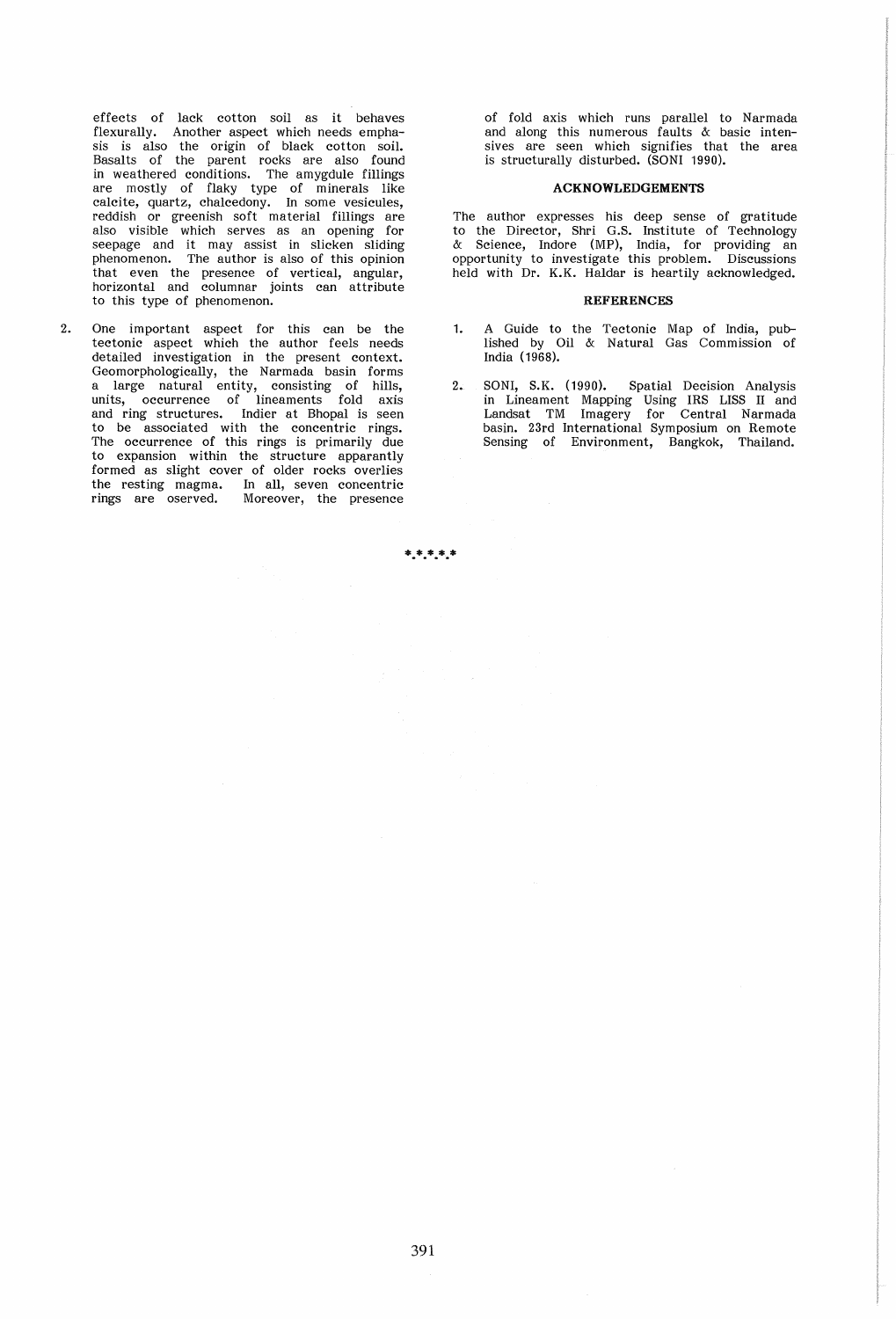effects of lack cotton soil as it behaves flexurally. Another aspect which needs emphasis is also the origin of black cotton soil. Basalts of the parent rocks are also found in weathered conditions. The amygdule fillings are mostly of flaky type of minerals like calcite, quartz, chalcedony. In some vesicules, reddish or greenish soft material fillings are also visible which serves as an opening for seepage and it may assist in slicken sliding phenomenon. The author is also of this opinion that even the presence of vertical, angular, horizontal and columnar joints can attribute to this type of phenomenon.

2. One important aspect for this can be the tectonic aspect which the author feels needs detailed investigation in the present context. Geomorphologically, the Narmada basin forms a large natural entity, consisting of hills, units, occurrence of lineaments fold axis and ring structures. Indier at Bhopal is seen to be associated with the concentric rings. The occurrence of this rings is primarily due to expansion within the structure apparantly formed as slight cover of older rocks overlies the resting magma. In all, seven concentric rings are oserved. Moreover, the presence of fold axis which runs parallel to Narmada and along this numerous faults & basic intensives are seen which signifies that the area is structurally disturbed. (SONI 1990).

## ACKNOWLEDGEMENTS

The author expresses his deep sense of gratitude to the Director, Shri G.S. Institute of Technology & Science, Indore (MP), India, for providing an opportunity to investigate this problem. Discussions held with Dr. K.K. Haldar is heartily acknowledged.

## REFERENCES

1. A Guide to the Tectonic Map of India, published by Oil & Natural Gas Commission of India (1968).

2. SONI, S.K. (1990). Spatial Decision Analysis in Lineament Mapping Using IRS LISS II and Landsat TM Imagery for Central Narmada basin. 23rd International Symposium on Remote Sensing of Environment, Bangkok, Thailand.

*.*.*.*.*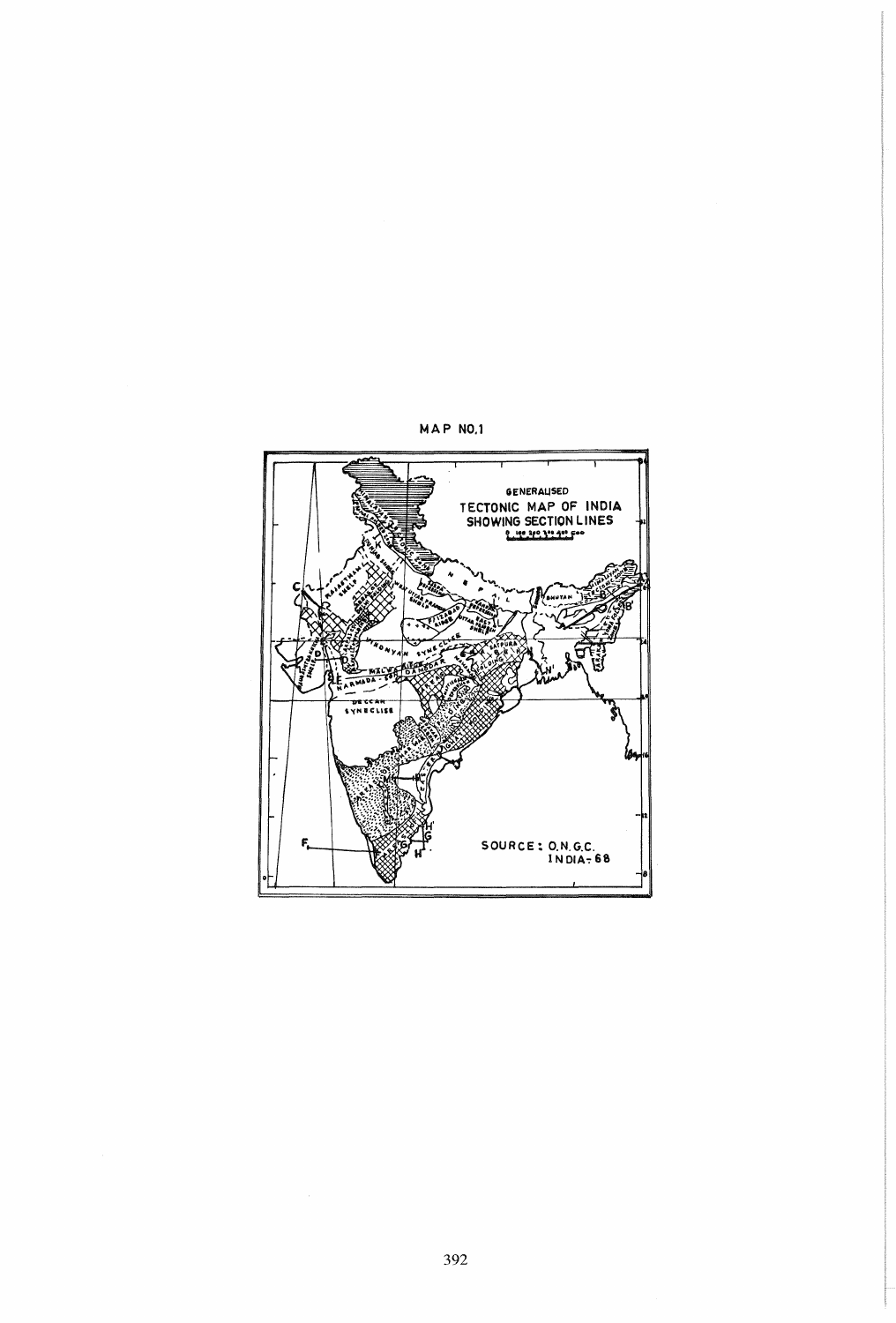MAP NO.1

GENERALISED
TECTONIC MAP OF INDIA
SHOWING SECTION LINES

SOURCE: O.N.G.C.
INDIA-68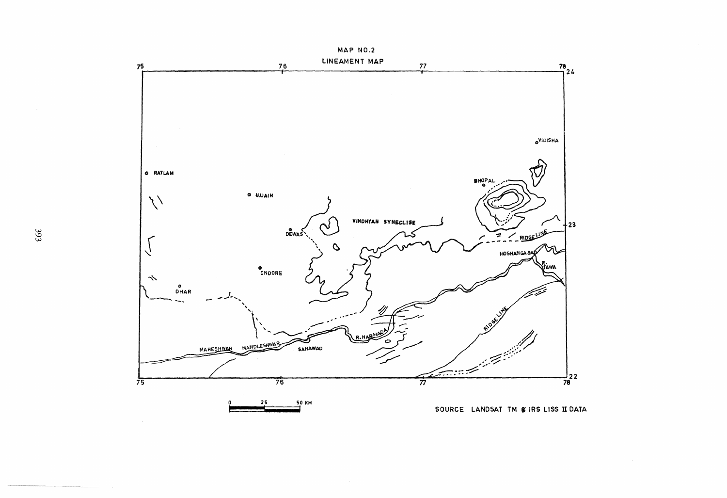MAP NO.2

LINEAMENT MAP

SOURCE LANDSAT TM & IRS LISS II DATA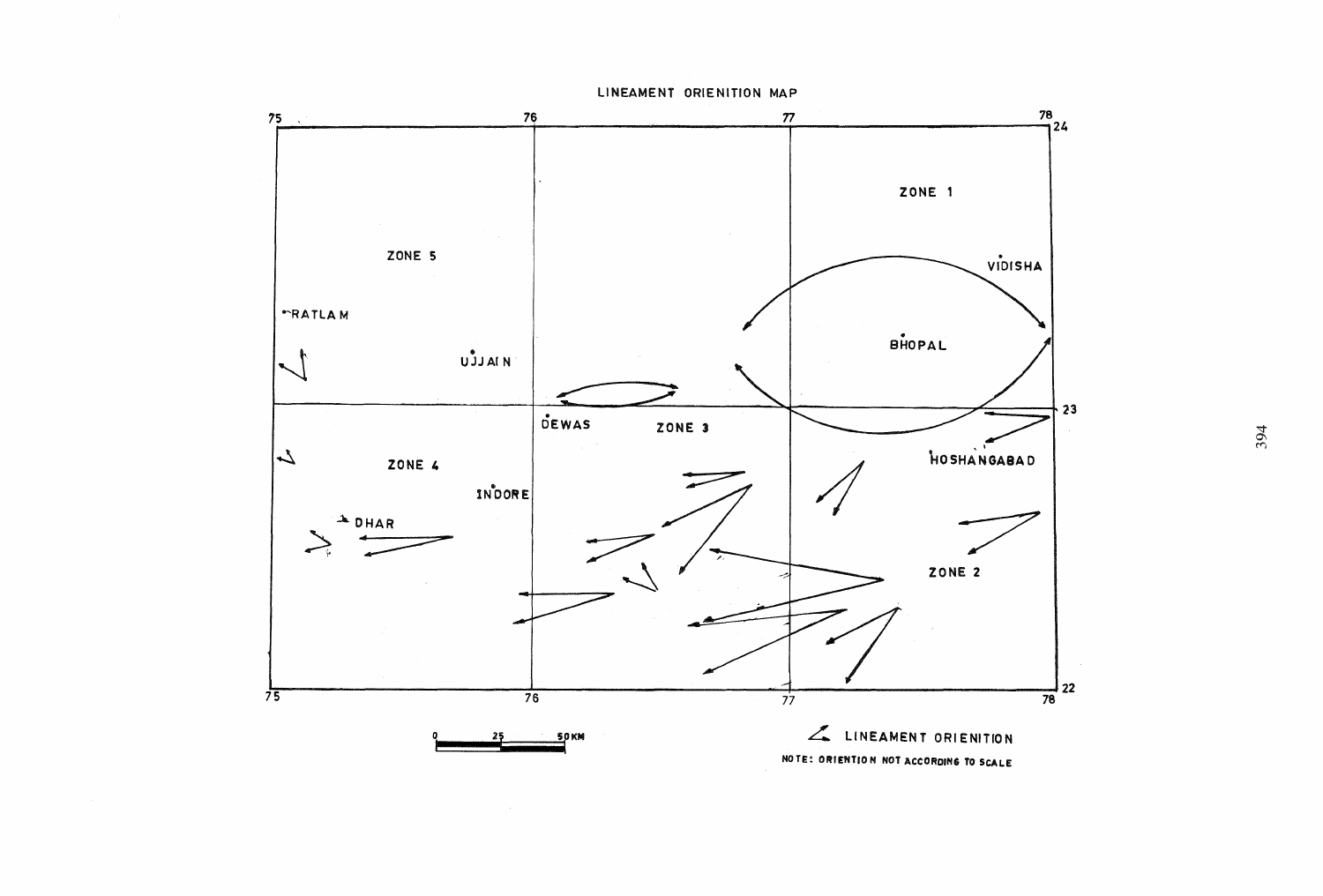LINEAMENT ORIENITION MAP

75

76

77

78

24

23

22

ZONE 1

VIDISHA

BHOPAL

ZONE 5

RATLAM

UJJAIN

DEWAS

ZONE 3

HOSHANGABAD

ZONE 4

INDORE

DHAR

ZONE 2

75

76

77

78

0 25 50 KM

LINEAMENT ORIENITION

NOTE: ORIENTION NOT ACCORDING TO SCALE